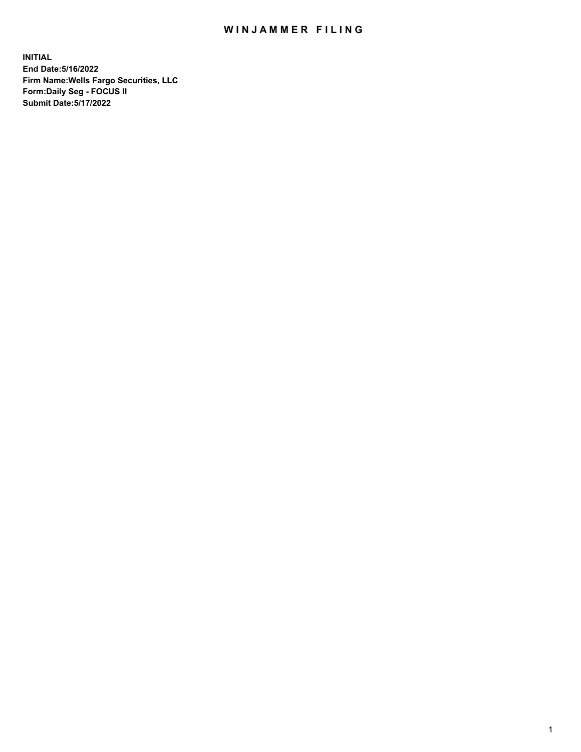# WINJAMMER FILING

**INITIAL**
**End Date:5/16/2022**
**Firm Name:Wells Fargo Securities, LLC**
**Form:Daily Seg - FOCUS II**
**Submit Date:5/17/2022**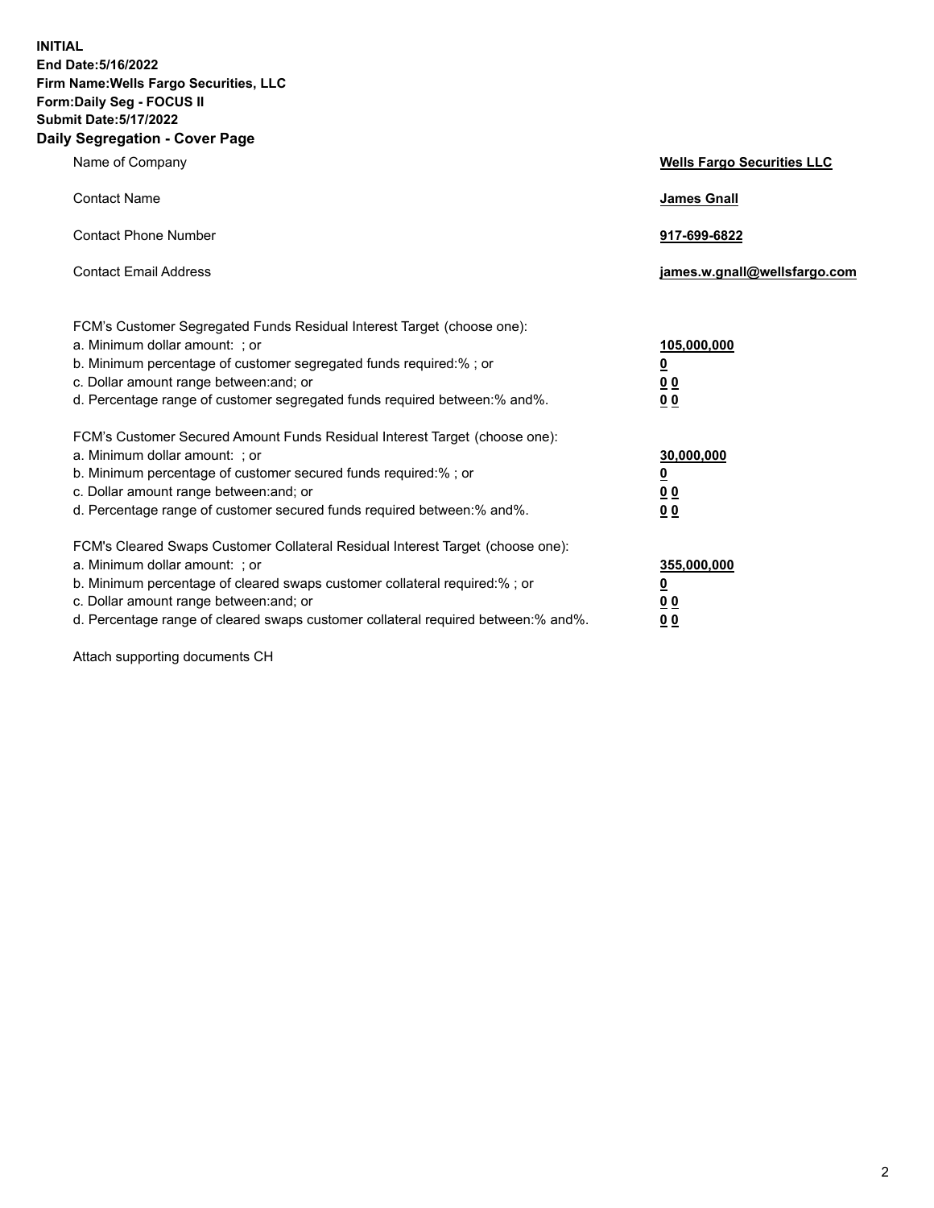**INITIAL**
**End Date:5/16/2022**
**Firm Name:Wells Fargo Securities, LLC**
**Form:Daily Seg - FOCUS II**
**Submit Date:5/17/2022**

## Daily Segregation - Cover Page

| | |
|---|---|
| Name of Company | **Wells Fargo Securities LLC** |
| Contact Name | **James Gnall** |
| Contact Phone Number | **917-699-6822** |
| Contact Email Address | **james.w.gnall@wellsfargo.com** |

| | |
|---|---|
| FCM's Customer Segregated Funds Residual Interest Target (choose one): | |
| a. Minimum dollar amount: ; or | **105,000,000** |
| b. Minimum percentage of customer segregated funds required:% ; or | **0** |
| c. Dollar amount range between:and; or | **0 0** |
| d. Percentage range of customer segregated funds required between:% and%. | **0 0** |
| FCM's Customer Secured Amount Funds Residual Interest Target (choose one): | |
| a. Minimum dollar amount: ; or | **30,000,000** |
| b. Minimum percentage of customer secured funds required:% ; or | **0** |
| c. Dollar amount range between:and; or | **0 0** |
| d. Percentage range of customer secured funds required between:% and%. | **0 0** |
| FCM's Cleared Swaps Customer Collateral Residual Interest Target (choose one): | |
| a. Minimum dollar amount: ; or | **355,000,000** |
| b. Minimum percentage of cleared swaps customer collateral required:% ; or | **0** |
| c. Dollar amount range between:and; or | **0 0** |
| d. Percentage range of cleared swaps customer collateral required between:% and%. | **0 0** |

Attach supporting documents CH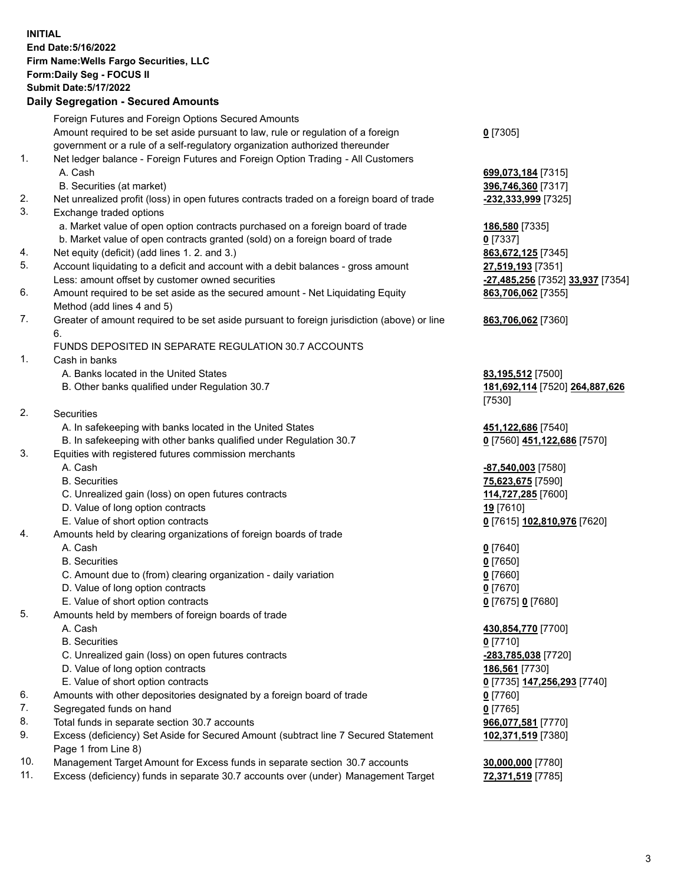**INITIAL**
**End Date:5/16/2022**
**Firm Name:Wells Fargo Securities, LLC**
**Form:Daily Seg - FOCUS II**
**Submit Date:5/17/2022**

## Daily Segregation - Secured Amounts

| | | |
|---|---|---|
| | Foreign Futures and Foreign Options Secured Amounts | |
| | Amount required to be set aside pursuant to law, rule or regulation of a foreign government or a rule of a self-regulatory organization authorized thereunder | **0** [7305] |
| 1. | Net ledger balance - Foreign Futures and Foreign Option Trading - All Customers | |
| | A. Cash | **699,073,184** [7315] |
| | B. Securities (at market) | **396,746,360** [7317] |
| 2. | Net unrealized profit (loss) in open futures contracts traded on a foreign board of trade | **-232,333,999** [7325] |
| 3. | Exchange traded options | |
| | a. Market value of open option contracts purchased on a foreign board of trade | **186,580** [7335] |
| | b. Market value of open contracts granted (sold) on a foreign board of trade | **0** [7337] |
| 4. | Net equity (deficit) (add lines 1. 2. and 3.) | **863,672,125** [7345] |
| 5. | Account liquidating to a deficit and account with a debit balances - gross amount | **27,519,193** [7351] |
| | Less: amount offset by customer owned securities | **-27,485,256** [7352] **33,937** [7354] |
| 6. | Amount required to be set aside as the secured amount - Net Liquidating Equity Method (add lines 4 and 5) | **863,706,062** [7355] |
| 7. | Greater of amount required to be set aside pursuant to foreign jurisdiction (above) or line 6. | **863,706,062** [7360] |
| | FUNDS DEPOSITED IN SEPARATE REGULATION 30.7 ACCOUNTS | |
| 1. | Cash in banks | |
| | A. Banks located in the United States | **83,195,512** [7500] |
| | B. Other banks qualified under Regulation 30.7 | **181,692,114** [7520] **264,887,626** [7530] |
| 2. | Securities | |
| | A. In safekeeping with banks located in the United States | **451,122,686** [7540] |
| | B. In safekeeping with other banks qualified under Regulation 30.7 | **0** [7560] **451,122,686** [7570] |
| 3. | Equities with registered futures commission merchants | |
| | A. Cash | **-87,540,003** [7580] |
| | B. Securities | **75,623,675** [7590] |
| | C. Unrealized gain (loss) on open futures contracts | **114,727,285** [7600] |
| | D. Value of long option contracts | **19** [7610] |
| | E. Value of short option contracts | **0** [7615] **102,810,976** [7620] |
| 4. | Amounts held by clearing organizations of foreign boards of trade | |
| | A. Cash | **0** [7640] |
| | B. Securities | **0** [7650] |
| | C. Amount due to (from) clearing organization - daily variation | **0** [7660] |
| | D. Value of long option contracts | **0** [7670] |
| | E. Value of short option contracts | **0** [7675] **0** [7680] |
| 5. | Amounts held by members of foreign boards of trade | |
| | A. Cash | **430,854,770** [7700] |
| | B. Securities | **0** [7710] |
| | C. Unrealized gain (loss) on open futures contracts | **-283,785,038** [7720] |
| | D. Value of long option contracts | **186,561** [7730] |
| | E. Value of short option contracts | **0** [7735] **147,256,293** [7740] |
| 6. | Amounts with other depositories designated by a foreign board of trade | **0** [7760] |
| 7. | Segregated funds on hand | **0** [7765] |
| 8. | Total funds in separate section 30.7 accounts | **966,077,581** [7770] |
| 9. | Excess (deficiency) Set Aside for Secured Amount (subtract line 7 Secured Statement Page 1 from Line 8) | **102,371,519** [7380] |
| 10. | Management Target Amount for Excess funds in separate section 30.7 accounts | **30,000,000** [7780] |
| 11. | Excess (deficiency) funds in separate 30.7 accounts over (under) Management Target | **72,371,519** [7785] |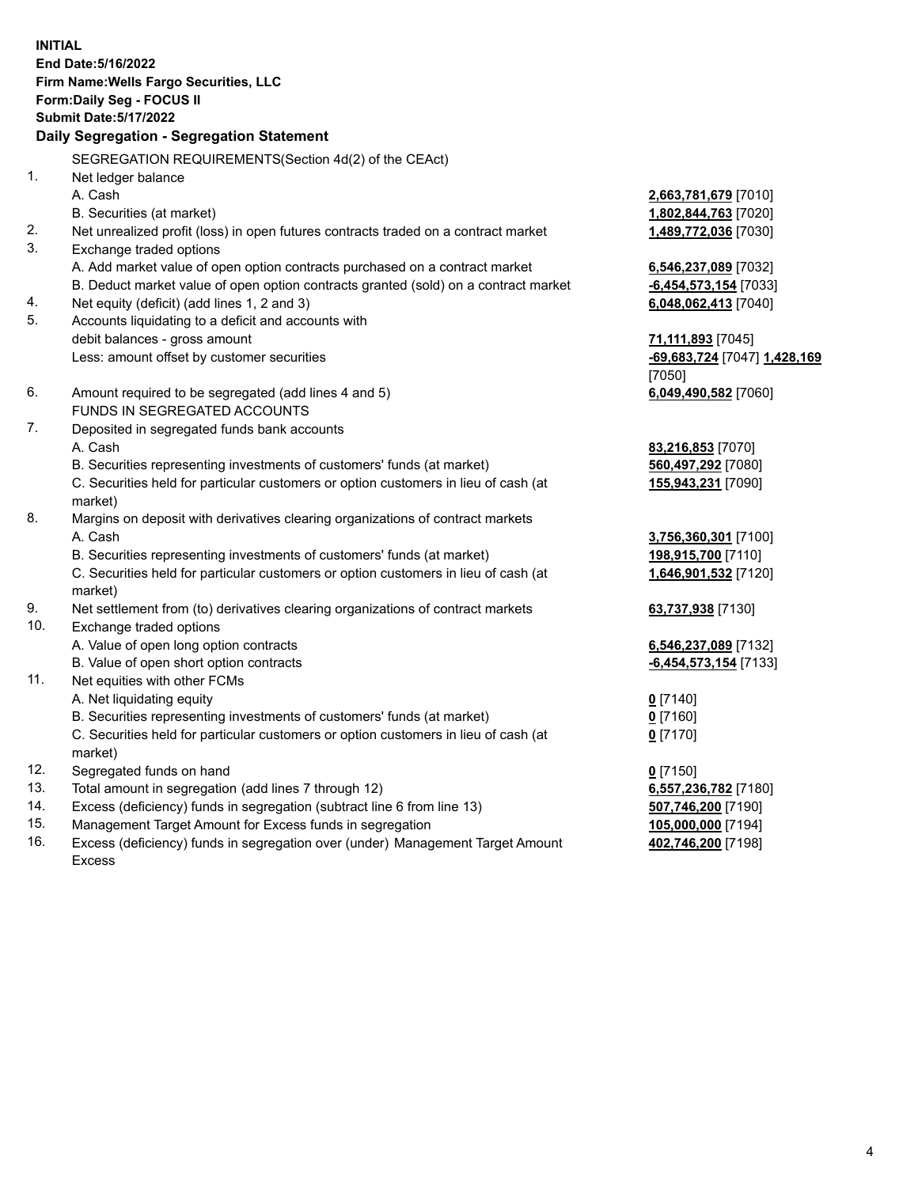**INITIAL**
**End Date:5/16/2022**
**Firm Name:Wells Fargo Securities, LLC**
**Form:Daily Seg - FOCUS II**
**Submit Date:5/17/2022**

## Daily Segregation - Segregation Statement

| | | |
|---|---|---|
| | SEGREGATION REQUIREMENTS(Section 4d(2) of the CEAct) | |
| 1. | Net ledger balance | |
| | A. Cash | **2,663,781,679** [7010] |
| | B. Securities (at market) | **1,802,844,763** [7020] |
| 2. | Net unrealized profit (loss) in open futures contracts traded on a contract market | **1,489,772,036** [7030] |
| 3. | Exchange traded options | |
| | A. Add market value of open option contracts purchased on a contract market | **6,546,237,089** [7032] |
| | B. Deduct market value of open option contracts granted (sold) on a contract market | **-6,454,573,154** [7033] |
| 4. | Net equity (deficit) (add lines 1, 2 and 3) | **6,048,062,413** [7040] |
| 5. | Accounts liquidating to a deficit and accounts with | |
| | debit balances - gross amount | **71,111,893** [7045] |
| | Less: amount offset by customer securities | **-69,683,724** [7047] **1,428,169** [7050] |
| 6. | Amount required to be segregated (add lines 4 and 5) | **6,049,490,582** [7060] |
| | FUNDS IN SEGREGATED ACCOUNTS | |
| 7. | Deposited in segregated funds bank accounts | |
| | A. Cash | **83,216,853** [7070] |
| | B. Securities representing investments of customers' funds (at market) | **560,497,292** [7080] |
| | C. Securities held for particular customers or option customers in lieu of cash (at market) | **155,943,231** [7090] |
| 8. | Margins on deposit with derivatives clearing organizations of contract markets | |
| | A. Cash | **3,756,360,301** [7100] |
| | B. Securities representing investments of customers' funds (at market) | **198,915,700** [7110] |
| | C. Securities held for particular customers or option customers in lieu of cash (at market) | **1,646,901,532** [7120] |
| 9. | Net settlement from (to) derivatives clearing organizations of contract markets | **63,737,938** [7130] |
| 10. | Exchange traded options | |
| | A. Value of open long option contracts | **6,546,237,089** [7132] |
| | B. Value of open short option contracts | **-6,454,573,154** [7133] |
| 11. | Net equities with other FCMs | |
| | A. Net liquidating equity | **0** [7140] |
| | B. Securities representing investments of customers' funds (at market) | **0** [7160] |
| | C. Securities held for particular customers or option customers in lieu of cash (at market) | **0** [7170] |
| 12. | Segregated funds on hand | **0** [7150] |
| 13. | Total amount in segregation (add lines 7 through 12) | **6,557,236,782** [7180] |
| 14. | Excess (deficiency) funds in segregation (subtract line 6 from line 13) | **507,746,200** [7190] |
| 15. | Management Target Amount for Excess funds in segregation | **105,000,000** [7194] |
| 16. | Excess (deficiency) funds in segregation over (under) Management Target Amount Excess | **402,746,200** [7198] |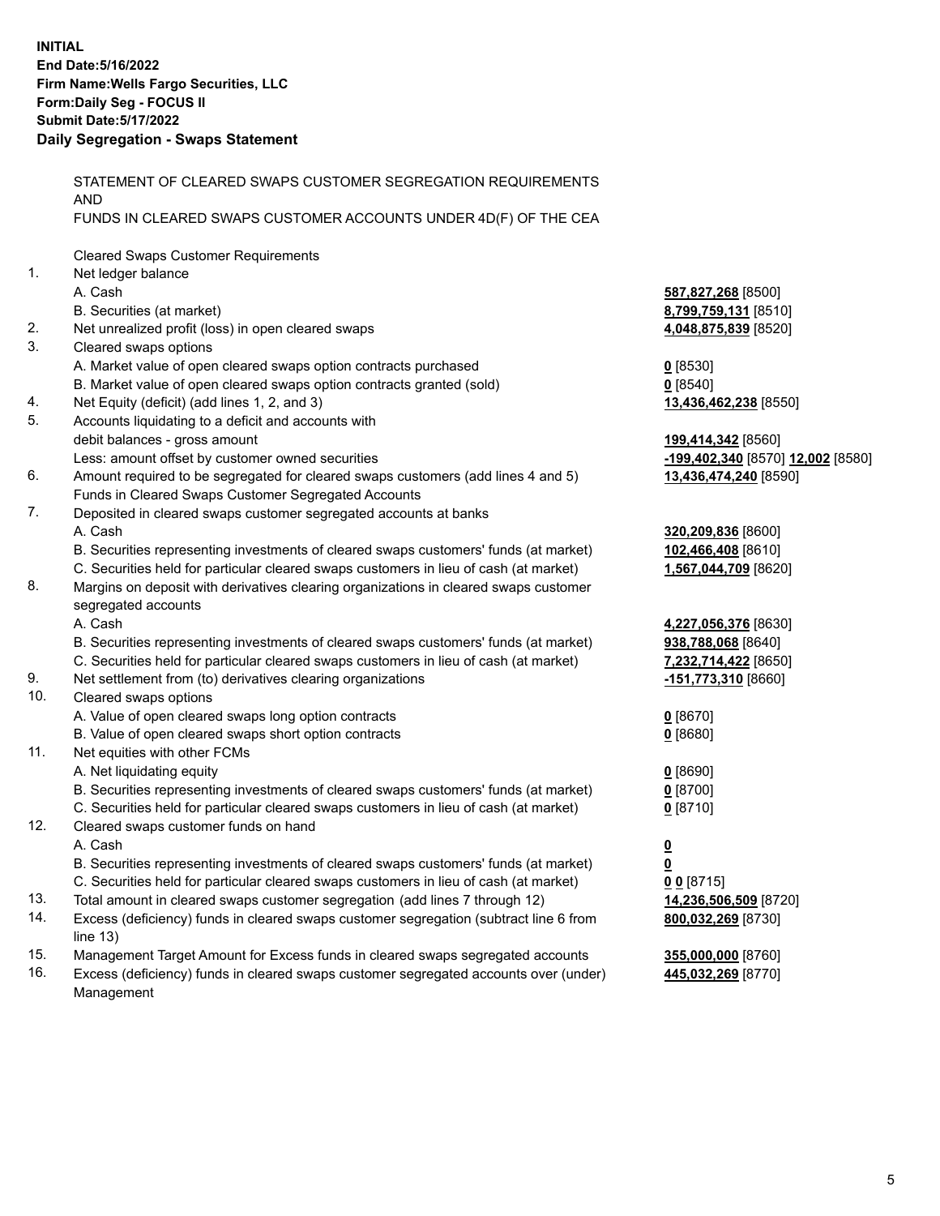**INITIAL**
**End Date:5/16/2022**
**Firm Name:Wells Fargo Securities, LLC**
**Form:Daily Seg - FOCUS II**
**Submit Date:5/17/2022**
**Daily Segregation - Swaps Statement**

STATEMENT OF CLEARED SWAPS CUSTOMER SEGREGATION REQUIREMENTS AND FUNDS IN CLEARED SWAPS CUSTOMER ACCOUNTS UNDER 4D(F) OF THE CEA

| | | |
|---|---|---|
| | Cleared Swaps Customer Requirements | |
| 1. | Net ledger balance | |
| | A. Cash | **587,827,268** [8500] |
| | B. Securities (at market) | **8,799,759,131** [8510] |
| 2. | Net unrealized profit (loss) in open cleared swaps | **4,048,875,839** [8520] |
| 3. | Cleared swaps options | |
| | A. Market value of open cleared swaps option contracts purchased | **0** [8530] |
| | B. Market value of open cleared swaps option contracts granted (sold) | **0** [8540] |
| 4. | Net Equity (deficit) (add lines 1, 2, and 3) | **13,436,462,238** [8550] |
| 5. | Accounts liquidating to a deficit and accounts with debit balances - gross amount | **199,414,342** [8560] |
| | Less: amount offset by customer owned securities | **-199,402,340** [8570] **12,002** [8580] |
| 6. | Amount required to be segregated for cleared swaps customers (add lines 4 and 5) | **13,436,474,240** [8590] |
| | Funds in Cleared Swaps Customer Segregated Accounts | |
| 7. | Deposited in cleared swaps customer segregated accounts at banks | |
| | A. Cash | **320,209,836** [8600] |
| | B. Securities representing investments of cleared swaps customers' funds (at market) | **102,466,408** [8610] |
| | C. Securities held for particular cleared swaps customers in lieu of cash (at market) | **1,567,044,709** [8620] |
| 8. | Margins on deposit with derivatives clearing organizations in cleared swaps customer segregated accounts | |
| | A. Cash | **4,227,056,376** [8630] |
| | B. Securities representing investments of cleared swaps customers' funds (at market) | **938,788,068** [8640] |
| | C. Securities held for particular cleared swaps customers in lieu of cash (at market) | **7,232,714,422** [8650] |
| 9. | Net settlement from (to) derivatives clearing organizations | **-151,773,310** [8660] |
| 10. | Cleared swaps options | |
| | A. Value of open cleared swaps long option contracts | **0** [8670] |
| | B. Value of open cleared swaps short option contracts | **0** [8680] |
| 11. | Net equities with other FCMs | |
| | A. Net liquidating equity | **0** [8690] |
| | B. Securities representing investments of cleared swaps customers' funds (at market) | **0** [8700] |
| | C. Securities held for particular cleared swaps customers in lieu of cash (at market) | **0** [8710] |
| 12. | Cleared swaps customer funds on hand | |
| | A. Cash | **0** |
| | B. Securities representing investments of cleared swaps customers' funds (at market) | **0** |
| | C. Securities held for particular cleared swaps customers in lieu of cash (at market) | **0** **0** [8715] |
| 13. | Total amount in cleared swaps customer segregation (add lines 7 through 12) | **14,236,506,509** [8720] |
| 14. | Excess (deficiency) funds in cleared swaps customer segregation (subtract line 6 from line 13) | **800,032,269** [8730] |
| 15. | Management Target Amount for Excess funds in cleared swaps segregated accounts | **355,000,000** [8760] |
| 16. | Excess (deficiency) funds in cleared swaps customer segregated accounts over (under) Management | **445,032,269** [8770] |